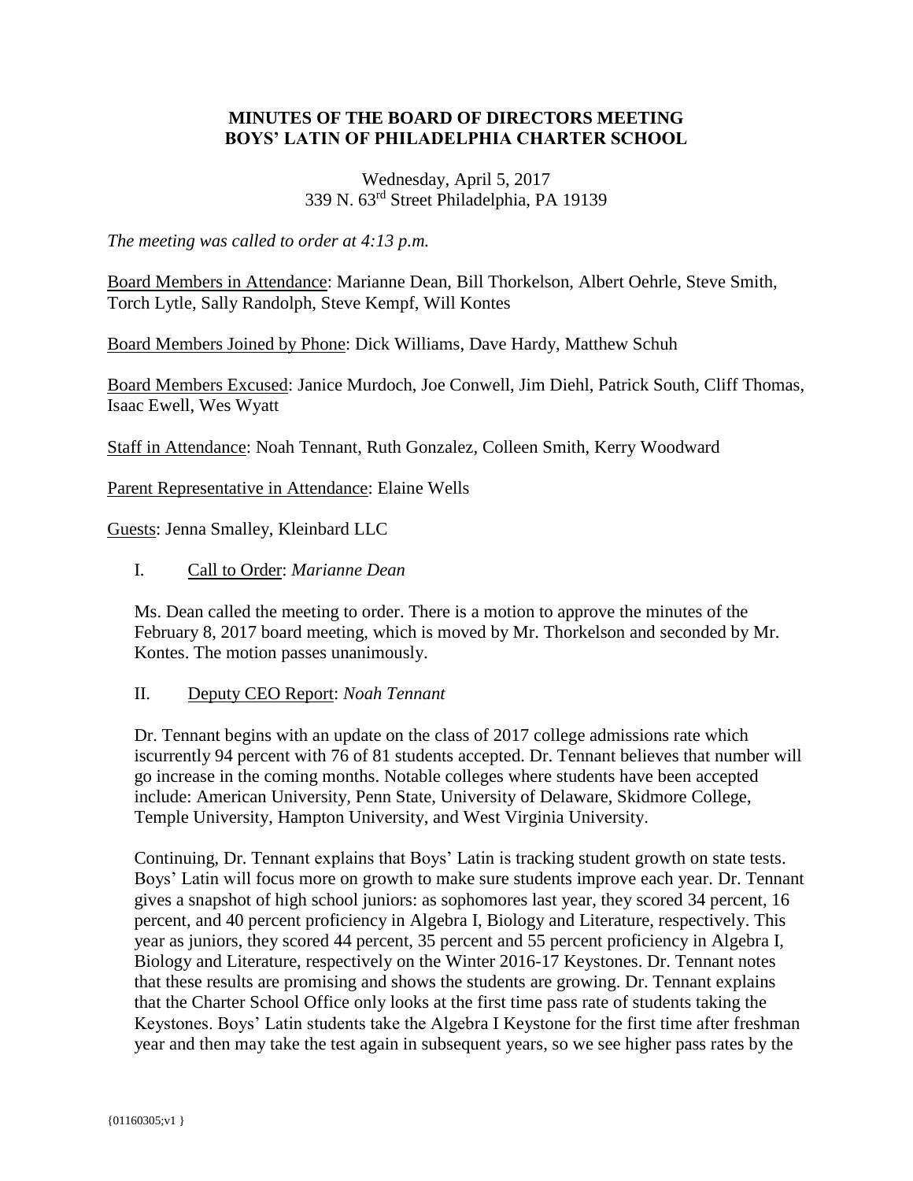# MINUTES OF THE BOARD OF DIRECTORS MEETING
# BOYS' LATIN OF PHILADELPHIA CHARTER SCHOOL

Wednesday, April 5, 2017
339 N. 63rd Street Philadelphia, PA 19139

*The meeting was called to order at 4:13 p.m.*

Board Members in Attendance: Marianne Dean, Bill Thorkelson, Albert Oehrle, Steve Smith, Torch Lytle, Sally Randolph, Steve Kempf, Will Kontes

Board Members Joined by Phone: Dick Williams, Dave Hardy, Matthew Schuh

Board Members Excused: Janice Murdoch, Joe Conwell, Jim Diehl, Patrick South, Cliff Thomas, Isaac Ewell, Wes Wyatt

Staff in Attendance: Noah Tennant, Ruth Gonzalez, Colleen Smith, Kerry Woodward

Parent Representative in Attendance: Elaine Wells

Guests: Jenna Smalley, Kleinbard LLC

I. Call to Order: *Marianne Dean*

Ms. Dean called the meeting to order. There is a motion to approve the minutes of the February 8, 2017 board meeting, which is moved by Mr. Thorkelson and seconded by Mr. Kontes. The motion passes unanimously.

II. Deputy CEO Report: *Noah Tennant*

Dr. Tennant begins with an update on the class of 2017 college admissions rate which iscurrently 94 percent with 76 of 81 students accepted. Dr. Tennant believes that number will go increase in the coming months. Notable colleges where students have been accepted include: American University, Penn State, University of Delaware, Skidmore College, Temple University, Hampton University, and West Virginia University.

Continuing, Dr. Tennant explains that Boys' Latin is tracking student growth on state tests. Boys' Latin will focus more on growth to make sure students improve each year. Dr. Tennant gives a snapshot of high school juniors: as sophomores last year, they scored 34 percent, 16 percent, and 40 percent proficiency in Algebra I, Biology and Literature, respectively. This year as juniors, they scored 44 percent, 35 percent and 55 percent proficiency in Algebra I, Biology and Literature, respectively on the Winter 2016-17 Keystones. Dr. Tennant notes that these results are promising and shows the students are growing. Dr. Tennant explains that the Charter School Office only looks at the first time pass rate of students taking the Keystones. Boys' Latin students take the Algebra I Keystone for the first time after freshman year and then may take the test again in subsequent years, so we see higher pass rates by the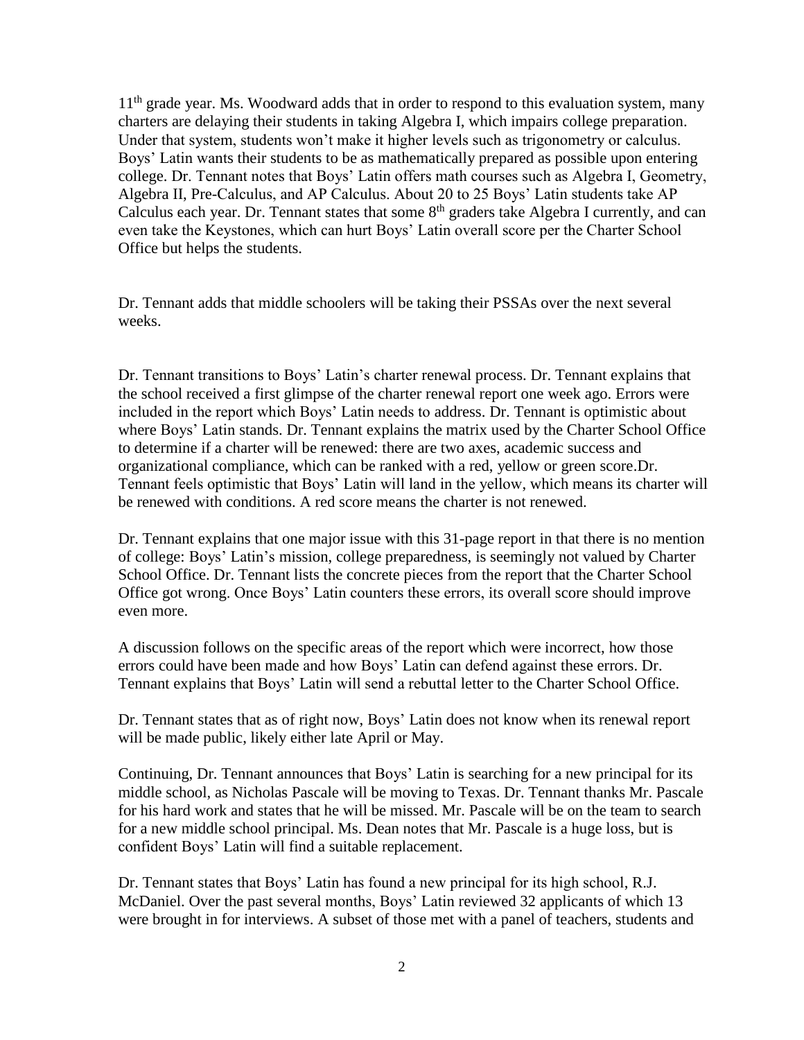11th grade year. Ms. Woodward adds that in order to respond to this evaluation system, many charters are delaying their students in taking Algebra I, which impairs college preparation. Under that system, students won't make it higher levels such as trigonometry or calculus. Boys' Latin wants their students to be as mathematically prepared as possible upon entering college. Dr. Tennant notes that Boys' Latin offers math courses such as Algebra I, Geometry, Algebra II, Pre-Calculus, and AP Calculus. About 20 to 25 Boys' Latin students take AP Calculus each year. Dr. Tennant states that some 8th graders take Algebra I currently, and can even take the Keystones, which can hurt Boys' Latin overall score per the Charter School Office but helps the students.

Dr. Tennant adds that middle schoolers will be taking their PSSAs over the next several weeks.

Dr. Tennant transitions to Boys' Latin's charter renewal process. Dr. Tennant explains that the school received a first glimpse of the charter renewal report one week ago. Errors were included in the report which Boys' Latin needs to address. Dr. Tennant is optimistic about where Boys' Latin stands. Dr. Tennant explains the matrix used by the Charter School Office to determine if a charter will be renewed: there are two axes, academic success and organizational compliance, which can be ranked with a red, yellow or green score.Dr. Tennant feels optimistic that Boys' Latin will land in the yellow, which means its charter will be renewed with conditions. A red score means the charter is not renewed.

Dr. Tennant explains that one major issue with this 31-page report in that there is no mention of college: Boys' Latin's mission, college preparedness, is seemingly not valued by Charter School Office. Dr. Tennant lists the concrete pieces from the report that the Charter School Office got wrong. Once Boys' Latin counters these errors, its overall score should improve even more.

A discussion follows on the specific areas of the report which were incorrect, how those errors could have been made and how Boys' Latin can defend against these errors. Dr. Tennant explains that Boys' Latin will send a rebuttal letter to the Charter School Office.

Dr. Tennant states that as of right now, Boys' Latin does not know when its renewal report will be made public, likely either late April or May.

Continuing, Dr. Tennant announces that Boys' Latin is searching for a new principal for its middle school, as Nicholas Pascale will be moving to Texas. Dr. Tennant thanks Mr. Pascale for his hard work and states that he will be missed. Mr. Pascale will be on the team to search for a new middle school principal. Ms. Dean notes that Mr. Pascale is a huge loss, but is confident Boys' Latin will find a suitable replacement.

Dr. Tennant states that Boys' Latin has found a new principal for its high school, R.J. McDaniel. Over the past several months, Boys' Latin reviewed 32 applicants of which 13 were brought in for interviews. A subset of those met with a panel of teachers, students and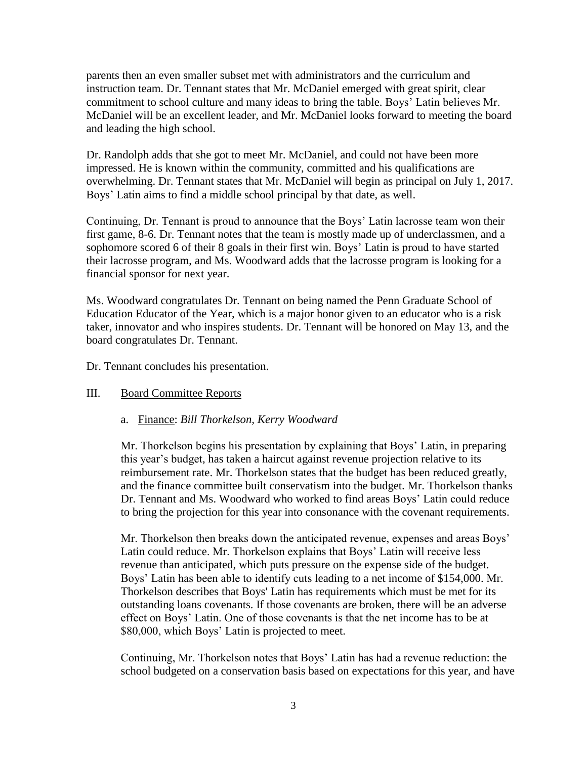parents then an even smaller subset met with administrators and the curriculum and instruction team. Dr. Tennant states that Mr. McDaniel emerged with great spirit, clear commitment to school culture and many ideas to bring the table. Boys' Latin believes Mr. McDaniel will be an excellent leader, and Mr. McDaniel looks forward to meeting the board and leading the high school.

Dr. Randolph adds that she got to meet Mr. McDaniel, and could not have been more impressed. He is known within the community, committed and his qualifications are overwhelming. Dr. Tennant states that Mr. McDaniel will begin as principal on July 1, 2017. Boys' Latin aims to find a middle school principal by that date, as well.

Continuing, Dr. Tennant is proud to announce that the Boys' Latin lacrosse team won their first game, 8-6. Dr. Tennant notes that the team is mostly made up of underclassmen, and a sophomore scored 6 of their 8 goals in their first win. Boys' Latin is proud to have started their lacrosse program, and Ms. Woodward adds that the lacrosse program is looking for a financial sponsor for next year.

Ms. Woodward congratulates Dr. Tennant on being named the Penn Graduate School of Education Educator of the Year, which is a major honor given to an educator who is a risk taker, innovator and who inspires students. Dr. Tennant will be honored on May 13, and the board congratulates Dr. Tennant.

Dr. Tennant concludes his presentation.

III. Board Committee Reports

a. Finance: *Bill Thorkelson, Kerry Woodward*

Mr. Thorkelson begins his presentation by explaining that Boys' Latin, in preparing this year's budget, has taken a haircut against revenue projection relative to its reimbursement rate. Mr. Thorkelson states that the budget has been reduced greatly, and the finance committee built conservatism into the budget. Mr. Thorkelson thanks Dr. Tennant and Ms. Woodward who worked to find areas Boys' Latin could reduce to bring the projection for this year into consonance with the covenant requirements.

Mr. Thorkelson then breaks down the anticipated revenue, expenses and areas Boys' Latin could reduce. Mr. Thorkelson explains that Boys' Latin will receive less revenue than anticipated, which puts pressure on the expense side of the budget. Boys' Latin has been able to identify cuts leading to a net income of $154,000. Mr. Thorkelson describes that Boys' Latin has requirements which must be met for its outstanding loans covenants. If those covenants are broken, there will be an adverse effect on Boys' Latin. One of those covenants is that the net income has to be at $80,000, which Boys' Latin is projected to meet.

Continuing, Mr. Thorkelson notes that Boys' Latin has had a revenue reduction: the school budgeted on a conservation basis based on expectations for this year, and have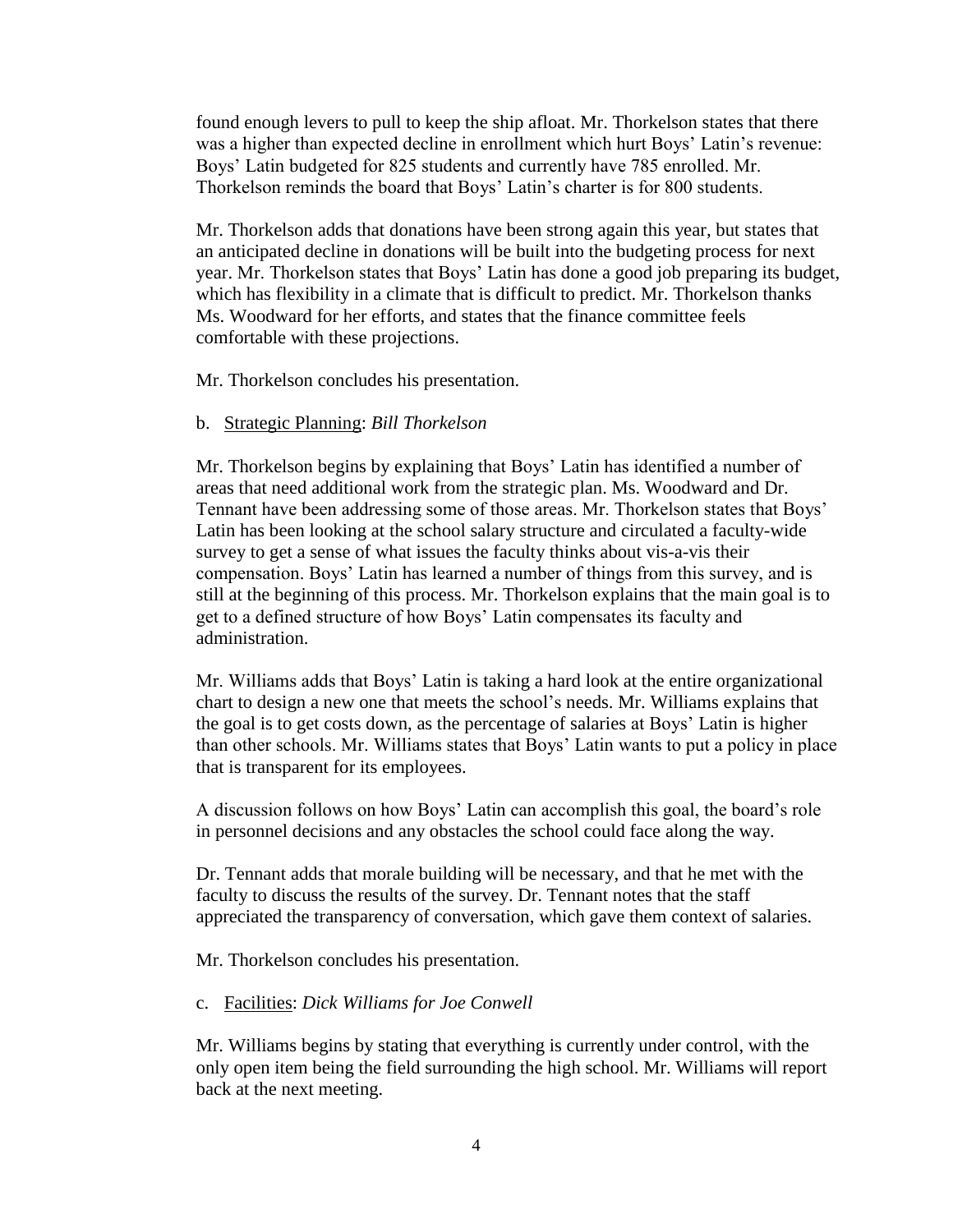found enough levers to pull to keep the ship afloat. Mr. Thorkelson states that there was a higher than expected decline in enrollment which hurt Boys' Latin's revenue: Boys' Latin budgeted for 825 students and currently have 785 enrolled. Mr. Thorkelson reminds the board that Boys' Latin's charter is for 800 students.

Mr. Thorkelson adds that donations have been strong again this year, but states that an anticipated decline in donations will be built into the budgeting process for next year. Mr. Thorkelson states that Boys' Latin has done a good job preparing its budget, which has flexibility in a climate that is difficult to predict. Mr. Thorkelson thanks Ms. Woodward for her efforts, and states that the finance committee feels comfortable with these projections.

Mr. Thorkelson concludes his presentation.

b. <u>Strategic Planning</u>: *Bill Thorkelson*

Mr. Thorkelson begins by explaining that Boys' Latin has identified a number of areas that need additional work from the strategic plan. Ms. Woodward and Dr. Tennant have been addressing some of those areas. Mr. Thorkelson states that Boys' Latin has been looking at the school salary structure and circulated a faculty-wide survey to get a sense of what issues the faculty thinks about vis-a-vis their compensation. Boys' Latin has learned a number of things from this survey, and is still at the beginning of this process. Mr. Thorkelson explains that the main goal is to get to a defined structure of how Boys' Latin compensates its faculty and administration.

Mr. Williams adds that Boys' Latin is taking a hard look at the entire organizational chart to design a new one that meets the school's needs. Mr. Williams explains that the goal is to get costs down, as the percentage of salaries at Boys' Latin is higher than other schools. Mr. Williams states that Boys' Latin wants to put a policy in place that is transparent for its employees.

A discussion follows on how Boys' Latin can accomplish this goal, the board's role in personnel decisions and any obstacles the school could face along the way.

Dr. Tennant adds that morale building will be necessary, and that he met with the faculty to discuss the results of the survey. Dr. Tennant notes that the staff appreciated the transparency of conversation, which gave them context of salaries.

Mr. Thorkelson concludes his presentation.

c. <u>Facilities</u>: *Dick Williams for Joe Conwell*

Mr. Williams begins by stating that everything is currently under control, with the only open item being the field surrounding the high school. Mr. Williams will report back at the next meeting.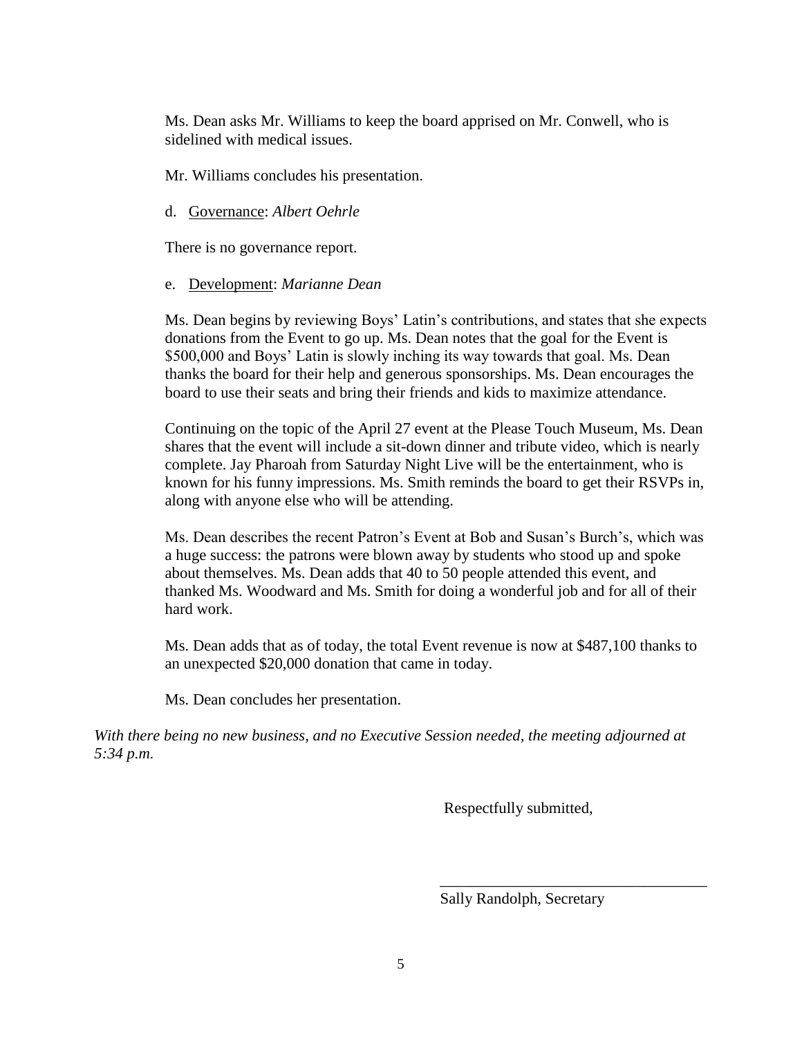Ms. Dean asks Mr. Williams to keep the board apprised on Mr. Conwell, who is sidelined with medical issues.

Mr. Williams concludes his presentation.

d. <u>Governance</u>: *Albert Oehrle*

There is no governance report.

e. <u>Development</u>: *Marianne Dean*

Ms. Dean begins by reviewing Boys' Latin's contributions, and states that she expects donations from the Event to go up. Ms. Dean notes that the goal for the Event is $500,000 and Boys' Latin is slowly inching its way towards that goal. Ms. Dean thanks the board for their help and generous sponsorships. Ms. Dean encourages the board to use their seats and bring their friends and kids to maximize attendance.

Continuing on the topic of the April 27 event at the Please Touch Museum, Ms. Dean shares that the event will include a sit-down dinner and tribute video, which is nearly complete. Jay Pharoah from Saturday Night Live will be the entertainment, who is known for his funny impressions. Ms. Smith reminds the board to get their RSVPs in, along with anyone else who will be attending.

Ms. Dean describes the recent Patron's Event at Bob and Susan's Burch's, which was a huge success: the patrons were blown away by students who stood up and spoke about themselves. Ms. Dean adds that 40 to 50 people attended this event, and thanked Ms. Woodward and Ms. Smith for doing a wonderful job and for all of their hard work.

Ms. Dean adds that as of today, the total Event revenue is now at $487,100 thanks to an unexpected $20,000 donation that came in today.

Ms. Dean concludes her presentation.

*With there being no new business, and no Executive Session needed, the meeting adjourned at 5:34 p.m.*

Respectfully submitted,

\_\_\_\_\_\_\_\_\_\_\_\_\_\_\_\_\_\_\_\_\_\_\_\_\_\_\_\_\_\_\_\_\_\_\_\_

Sally Randolph, Secretary